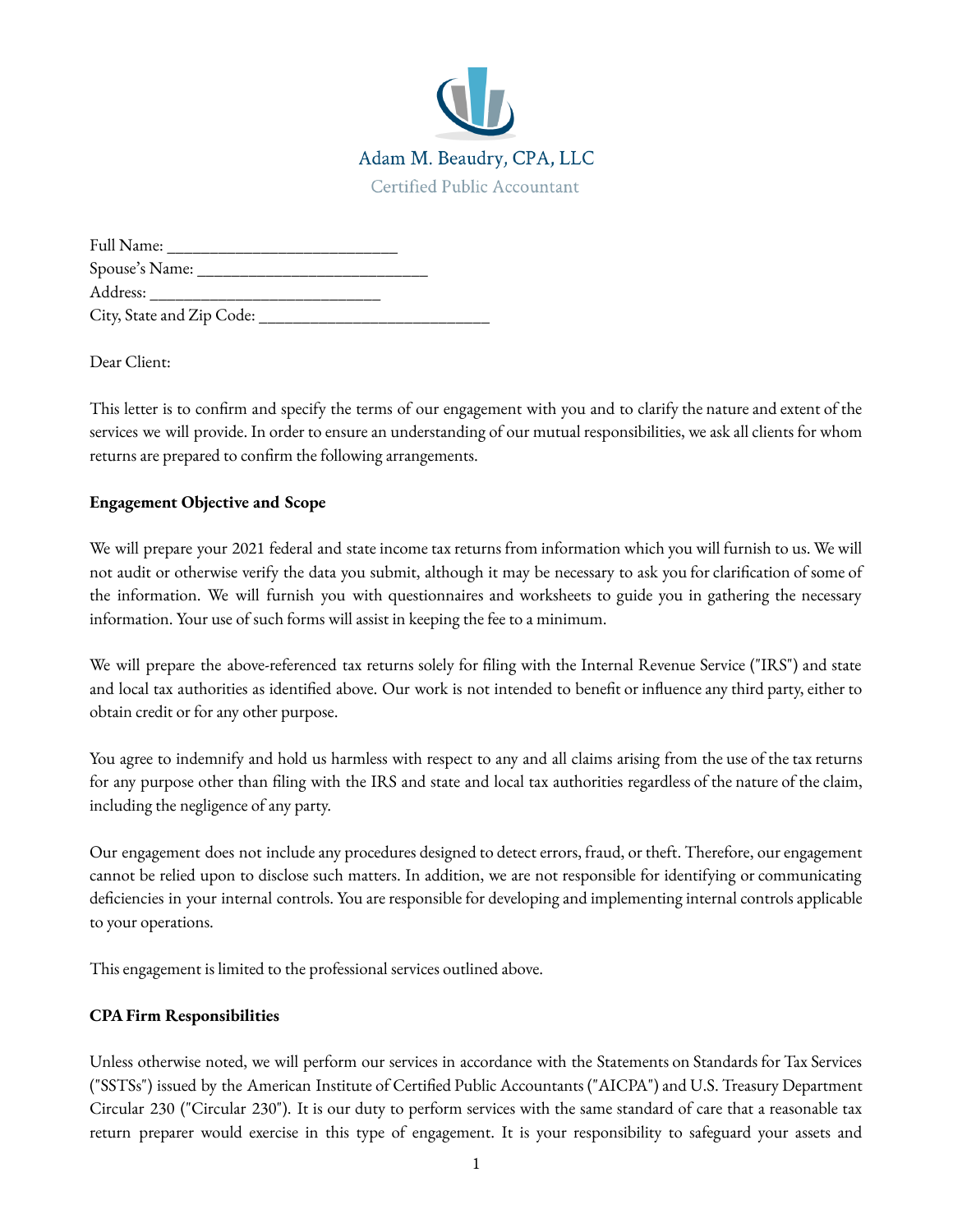Adam M. Beaudry, CPA, LLC

Certified Public Accountant

Full Name: ___________________________
Spouse's Name: ___________________________
Address: ___________________________
City, State and Zip Code: ___________________________

Dear Client:

This letter is to confirm and specify the terms of our engagement with you and to clarify the nature and extent of the services we will provide. In order to ensure an understanding of our mutual responsibilities, we ask all clients for whom returns are prepared to confirm the following arrangements.

**Engagement Objective and Scope**

We will prepare your 2021 federal and state income tax returns from information which you will furnish to us. We will not audit or otherwise verify the data you submit, although it may be necessary to ask you for clarification of some of the information. We will furnish you with questionnaires and worksheets to guide you in gathering the necessary information. Your use of such forms will assist in keeping the fee to a minimum.

We will prepare the above-referenced tax returns solely for filing with the Internal Revenue Service ("IRS") and state and local tax authorities as identified above. Our work is not intended to benefit or influence any third party, either to obtain credit or for any other purpose.

You agree to indemnify and hold us harmless with respect to any and all claims arising from the use of the tax returns for any purpose other than filing with the IRS and state and local tax authorities regardless of the nature of the claim, including the negligence of any party.

Our engagement does not include any procedures designed to detect errors, fraud, or theft. Therefore, our engagement cannot be relied upon to disclose such matters. In addition, we are not responsible for identifying or communicating deficiencies in your internal controls. You are responsible for developing and implementing internal controls applicable to your operations.

This engagement is limited to the professional services outlined above.

**CPA Firm Responsibilities**

Unless otherwise noted, we will perform our services in accordance with the Statements on Standards for Tax Services ("SSTSs") issued by the American Institute of Certified Public Accountants ("AICPA") and U.S. Treasury Department Circular 230 ("Circular 230"). It is our duty to perform services with the same standard of care that a reasonable tax return preparer would exercise in this type of engagement. It is your responsibility to safeguard your assets and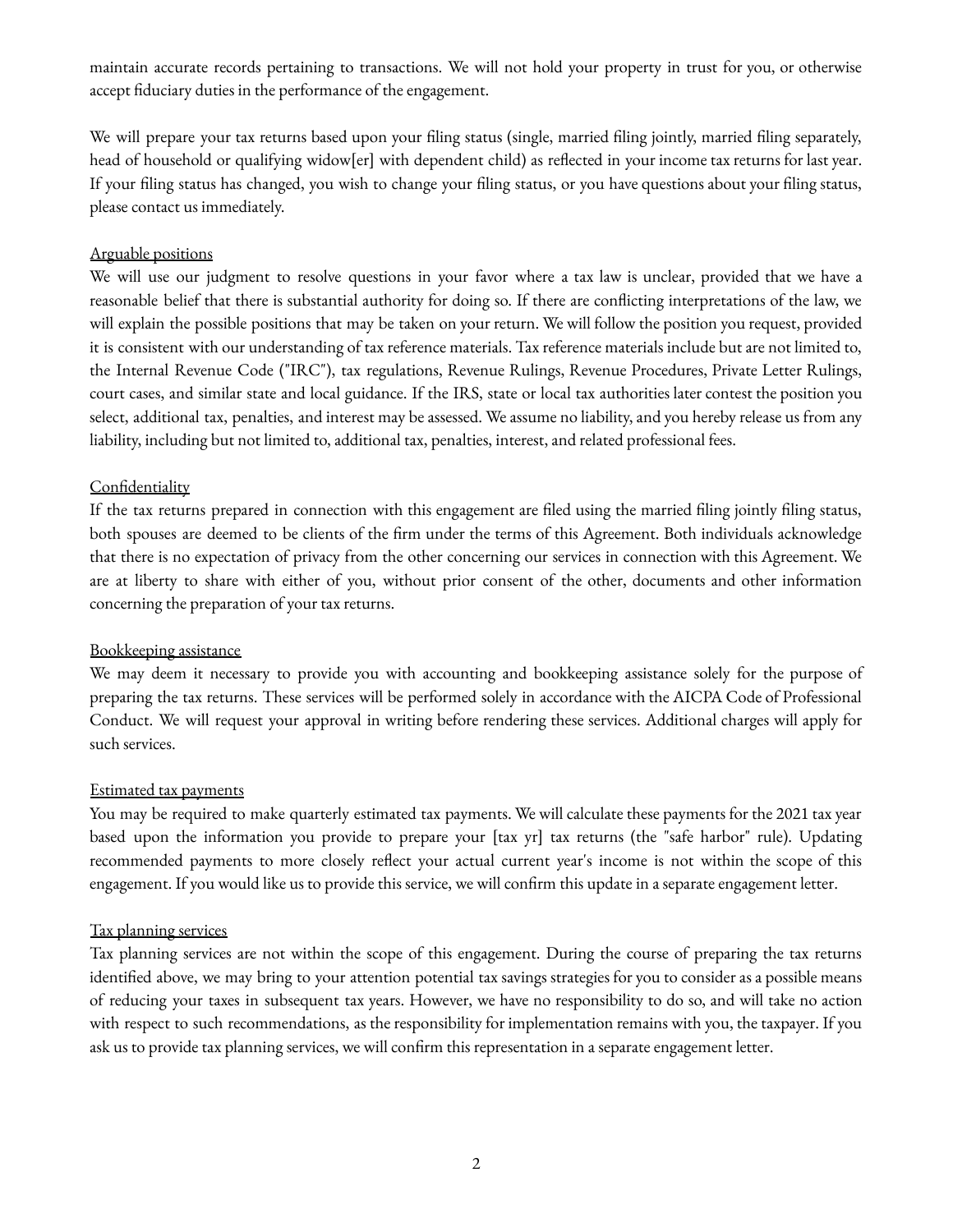maintain accurate records pertaining to transactions. We will not hold your property in trust for you, or otherwise accept fiduciary duties in the performance of the engagement.

We will prepare your tax returns based upon your filing status (single, married filing jointly, married filing separately, head of household or qualifying widow[er] with dependent child) as reflected in your income tax returns for last year. If your filing status has changed, you wish to change your filing status, or you have questions about your filing status, please contact us immediately.

Arguable positions

We will use our judgment to resolve questions in your favor where a tax law is unclear, provided that we have a reasonable belief that there is substantial authority for doing so. If there are conflicting interpretations of the law, we will explain the possible positions that may be taken on your return. We will follow the position you request, provided it is consistent with our understanding of tax reference materials. Tax reference materials include but are not limited to, the Internal Revenue Code ("IRC"), tax regulations, Revenue Rulings, Revenue Procedures, Private Letter Rulings, court cases, and similar state and local guidance. If the IRS, state or local tax authorities later contest the position you select, additional tax, penalties, and interest may be assessed. We assume no liability, and you hereby release us from any liability, including but not limited to, additional tax, penalties, interest, and related professional fees.

Confidentiality

If the tax returns prepared in connection with this engagement are filed using the married filing jointly filing status, both spouses are deemed to be clients of the firm under the terms of this Agreement. Both individuals acknowledge that there is no expectation of privacy from the other concerning our services in connection with this Agreement. We are at liberty to share with either of you, without prior consent of the other, documents and other information concerning the preparation of your tax returns.

Bookkeeping assistance

We may deem it necessary to provide you with accounting and bookkeeping assistance solely for the purpose of preparing the tax returns. These services will be performed solely in accordance with the AICPA Code of Professional Conduct. We will request your approval in writing before rendering these services. Additional charges will apply for such services.

Estimated tax payments

You may be required to make quarterly estimated tax payments. We will calculate these payments for the 2021 tax year based upon the information you provide to prepare your [tax yr] tax returns (the "safe harbor" rule). Updating recommended payments to more closely reflect your actual current year's income is not within the scope of this engagement. If you would like us to provide this service, we will confirm this update in a separate engagement letter.

Tax planning services

Tax planning services are not within the scope of this engagement. During the course of preparing the tax returns identified above, we may bring to your attention potential tax savings strategies for you to consider as a possible means of reducing your taxes in subsequent tax years. However, we have no responsibility to do so, and will take no action with respect to such recommendations, as the responsibility for implementation remains with you, the taxpayer. If you ask us to provide tax planning services, we will confirm this representation in a separate engagement letter.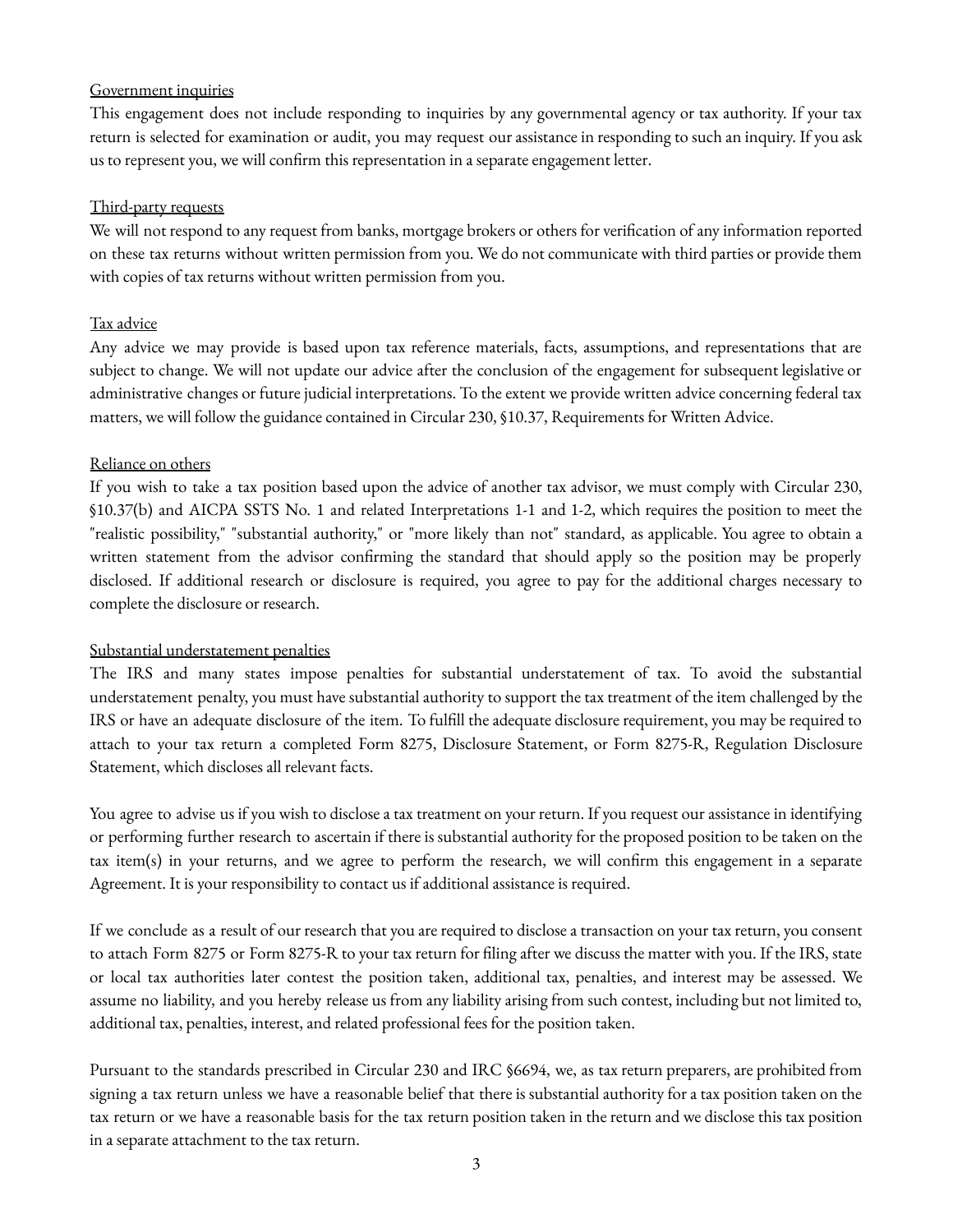<u>Government inquiries</u>

This engagement does not include responding to inquiries by any governmental agency or tax authority. If your tax return is selected for examination or audit, you may request our assistance in responding to such an inquiry. If you ask us to represent you, we will confirm this representation in a separate engagement letter.

<u>Third-party requests</u>

We will not respond to any request from banks, mortgage brokers or others for verification of any information reported on these tax returns without written permission from you. We do not communicate with third parties or provide them with copies of tax returns without written permission from you.

<u>Tax advice</u>

Any advice we may provide is based upon tax reference materials, facts, assumptions, and representations that are subject to change. We will not update our advice after the conclusion of the engagement for subsequent legislative or administrative changes or future judicial interpretations. To the extent we provide written advice concerning federal tax matters, we will follow the guidance contained in Circular 230, §10.37, Requirements for Written Advice.

<u>Reliance on others</u>

If you wish to take a tax position based upon the advice of another tax advisor, we must comply with Circular 230, §10.37(b) and AICPA SSTS No. 1 and related Interpretations 1-1 and 1-2, which requires the position to meet the "realistic possibility," "substantial authority," or "more likely than not" standard, as applicable. You agree to obtain a written statement from the advisor confirming the standard that should apply so the position may be properly disclosed. If additional research or disclosure is required, you agree to pay for the additional charges necessary to complete the disclosure or research.

<u>Substantial understatement penalties</u>

The IRS and many states impose penalties for substantial understatement of tax. To avoid the substantial understatement penalty, you must have substantial authority to support the tax treatment of the item challenged by the IRS or have an adequate disclosure of the item. To fulfill the adequate disclosure requirement, you may be required to attach to your tax return a completed Form 8275, Disclosure Statement, or Form 8275-R, Regulation Disclosure Statement, which discloses all relevant facts.

You agree to advise us if you wish to disclose a tax treatment on your return. If you request our assistance in identifying or performing further research to ascertain if there is substantial authority for the proposed position to be taken on the tax item(s) in your returns, and we agree to perform the research, we will confirm this engagement in a separate Agreement. It is your responsibility to contact us if additional assistance is required.

If we conclude as a result of our research that you are required to disclose a transaction on your tax return, you consent to attach Form 8275 or Form 8275-R to your tax return for filing after we discuss the matter with you. If the IRS, state or local tax authorities later contest the position taken, additional tax, penalties, and interest may be assessed. We assume no liability, and you hereby release us from any liability arising from such contest, including but not limited to, additional tax, penalties, interest, and related professional fees for the position taken.

Pursuant to the standards prescribed in Circular 230 and IRC §6694, we, as tax return preparers, are prohibited from signing a tax return unless we have a reasonable belief that there is substantial authority for a tax position taken on the tax return or we have a reasonable basis for the tax return position taken in the return and we disclose this tax position in a separate attachment to the tax return.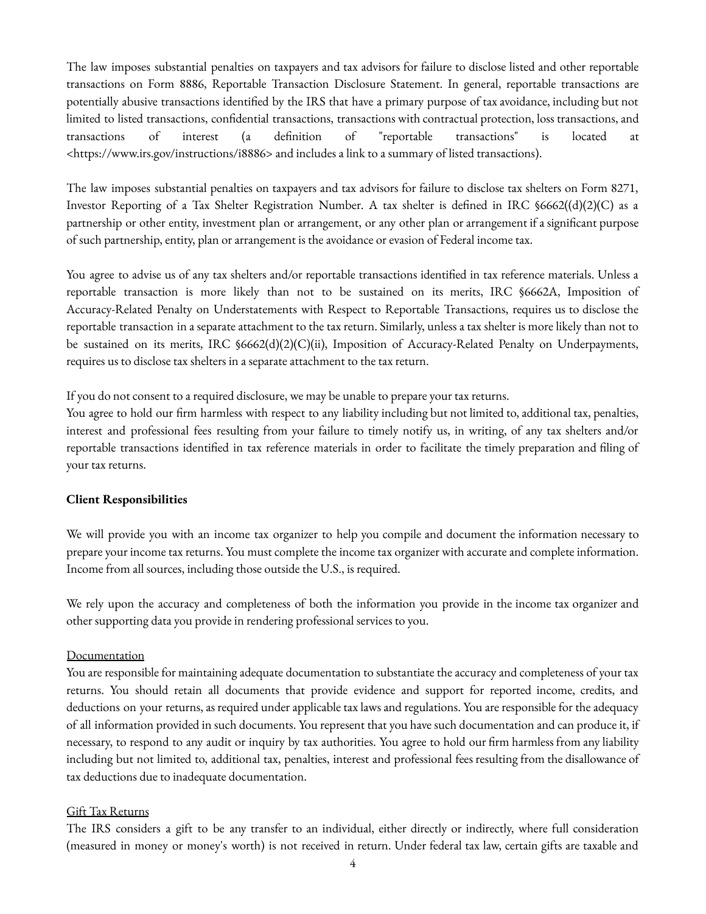The law imposes substantial penalties on taxpayers and tax advisors for failure to disclose listed and other reportable transactions on Form 8886, Reportable Transaction Disclosure Statement. In general, reportable transactions are potentially abusive transactions identified by the IRS that have a primary purpose of tax avoidance, including but not limited to listed transactions, confidential transactions, transactions with contractual protection, loss transactions, and transactions of interest (a definition of "reportable transactions" is located at <https://www.irs.gov/instructions/i8886> and includes a link to a summary of listed transactions).

The law imposes substantial penalties on taxpayers and tax advisors for failure to disclose tax shelters on Form 8271, Investor Reporting of a Tax Shelter Registration Number. A tax shelter is defined in IRC §6662((d)(2)(C) as a partnership or other entity, investment plan or arrangement, or any other plan or arrangement if a significant purpose of such partnership, entity, plan or arrangement is the avoidance or evasion of Federal income tax.

You agree to advise us of any tax shelters and/or reportable transactions identified in tax reference materials. Unless a reportable transaction is more likely than not to be sustained on its merits, IRC §6662A, Imposition of Accuracy-Related Penalty on Understatements with Respect to Reportable Transactions, requires us to disclose the reportable transaction in a separate attachment to the tax return. Similarly, unless a tax shelter is more likely than not to be sustained on its merits, IRC §6662(d)(2)(C)(ii), Imposition of Accuracy-Related Penalty on Underpayments, requires us to disclose tax shelters in a separate attachment to the tax return.

If you do not consent to a required disclosure, we may be unable to prepare your tax returns.
You agree to hold our firm harmless with respect to any liability including but not limited to, additional tax, penalties, interest and professional fees resulting from your failure to timely notify us, in writing, of any tax shelters and/or reportable transactions identified in tax reference materials in order to facilitate the timely preparation and filing of your tax returns.

**Client Responsibilities**

We will provide you with an income tax organizer to help you compile and document the information necessary to prepare your income tax returns. You must complete the income tax organizer with accurate and complete information. Income from all sources, including those outside the U.S., is required.

We rely upon the accuracy and completeness of both the information you provide in the income tax organizer and other supporting data you provide in rendering professional services to you.

<u>Documentation</u>
You are responsible for maintaining adequate documentation to substantiate the accuracy and completeness of your tax returns. You should retain all documents that provide evidence and support for reported income, credits, and deductions on your returns, as required under applicable tax laws and regulations. You are responsible for the adequacy of all information provided in such documents. You represent that you have such documentation and can produce it, if necessary, to respond to any audit or inquiry by tax authorities. You agree to hold our firm harmless from any liability including but not limited to, additional tax, penalties, interest and professional fees resulting from the disallowance of tax deductions due to inadequate documentation.

<u>Gift Tax Returns</u>
The IRS considers a gift to be any transfer to an individual, either directly or indirectly, where full consideration (measured in money or money's worth) is not received in return. Under federal tax law, certain gifts are taxable and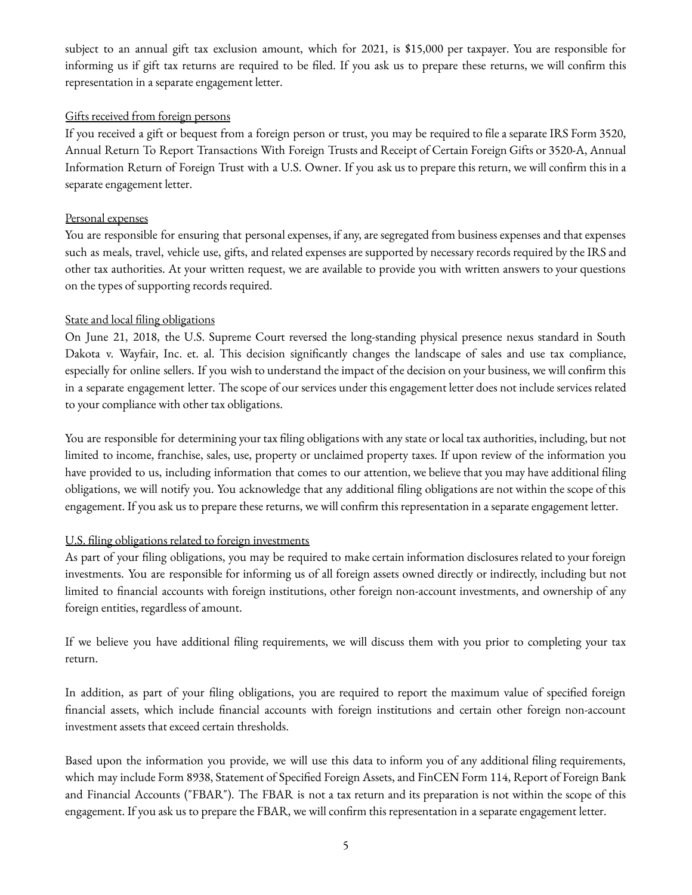subject to an annual gift tax exclusion amount, which for 2021, is $15,000 per taxpayer. You are responsible for informing us if gift tax returns are required to be filed. If you ask us to prepare these returns, we will confirm this representation in a separate engagement letter.

<u>Gifts received from foreign persons</u>

If you received a gift or bequest from a foreign person or trust, you may be required to file a separate IRS Form 3520, Annual Return To Report Transactions With Foreign Trusts and Receipt of Certain Foreign Gifts or 3520-A, Annual Information Return of Foreign Trust with a U.S. Owner. If you ask us to prepare this return, we will confirm this in a separate engagement letter.

<u>Personal expenses</u>

You are responsible for ensuring that personal expenses, if any, are segregated from business expenses and that expenses such as meals, travel, vehicle use, gifts, and related expenses are supported by necessary records required by the IRS and other tax authorities. At your written request, we are available to provide you with written answers to your questions on the types of supporting records required.

<u>State and local filing obligations</u>

On June 21, 2018, the U.S. Supreme Court reversed the long-standing physical presence nexus standard in South Dakota v. Wayfair, Inc. et. al. This decision significantly changes the landscape of sales and use tax compliance, especially for online sellers. If you wish to understand the impact of the decision on your business, we will confirm this in a separate engagement letter. The scope of our services under this engagement letter does not include services related to your compliance with other tax obligations.

You are responsible for determining your tax filing obligations with any state or local tax authorities, including, but not limited to income, franchise, sales, use, property or unclaimed property taxes. If upon review of the information you have provided to us, including information that comes to our attention, we believe that you may have additional filing obligations, we will notify you. You acknowledge that any additional filing obligations are not within the scope of this engagement. If you ask us to prepare these returns, we will confirm this representation in a separate engagement letter.

<u>U.S. filing obligations related to foreign investments</u>

As part of your filing obligations, you may be required to make certain information disclosures related to your foreign investments. You are responsible for informing us of all foreign assets owned directly or indirectly, including but not limited to financial accounts with foreign institutions, other foreign non-account investments, and ownership of any foreign entities, regardless of amount.

If we believe you have additional filing requirements, we will discuss them with you prior to completing your tax return.

In addition, as part of your filing obligations, you are required to report the maximum value of specified foreign financial assets, which include financial accounts with foreign institutions and certain other foreign non-account investment assets that exceed certain thresholds.

Based upon the information you provide, we will use this data to inform you of any additional filing requirements, which may include Form 8938, Statement of Specified Foreign Assets, and FinCEN Form 114, Report of Foreign Bank and Financial Accounts ("FBAR"). The FBAR is not a tax return and its preparation is not within the scope of this engagement. If you ask us to prepare the FBAR, we will confirm this representation in a separate engagement letter.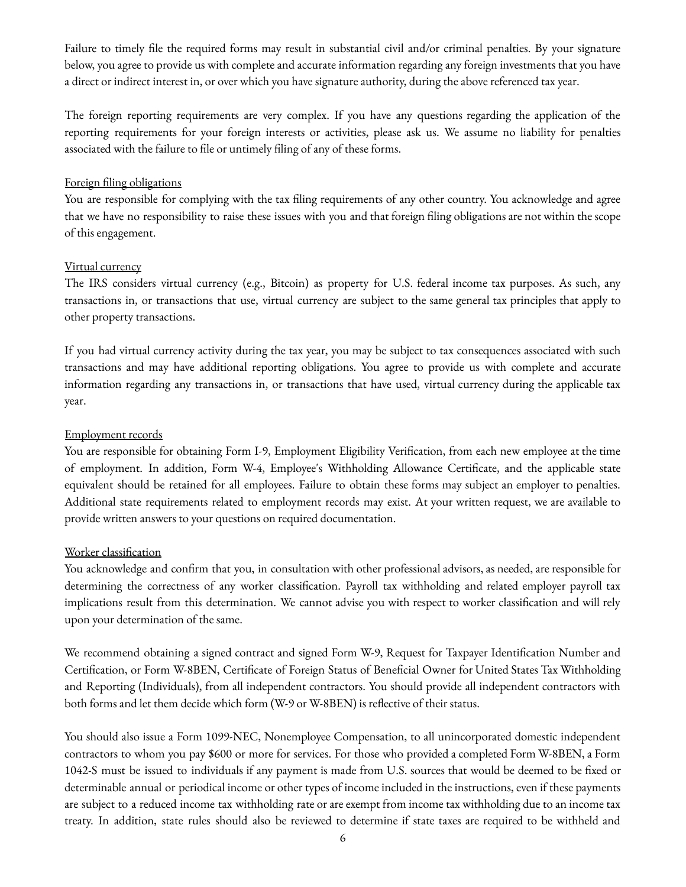Failure to timely file the required forms may result in substantial civil and/or criminal penalties. By your signature below, you agree to provide us with complete and accurate information regarding any foreign investments that you have a direct or indirect interest in, or over which you have signature authority, during the above referenced tax year.

The foreign reporting requirements are very complex. If you have any questions regarding the application of the reporting requirements for your foreign interests or activities, please ask us. We assume no liability for penalties associated with the failure to file or untimely filing of any of these forms.

Foreign filing obligations

You are responsible for complying with the tax filing requirements of any other country. You acknowledge and agree that we have no responsibility to raise these issues with you and that foreign filing obligations are not within the scope of this engagement.

Virtual currency

The IRS considers virtual currency (e.g., Bitcoin) as property for U.S. federal income tax purposes. As such, any transactions in, or transactions that use, virtual currency are subject to the same general tax principles that apply to other property transactions.

If you had virtual currency activity during the tax year, you may be subject to tax consequences associated with such transactions and may have additional reporting obligations. You agree to provide us with complete and accurate information regarding any transactions in, or transactions that have used, virtual currency during the applicable tax year.

Employment records

You are responsible for obtaining Form I-9, Employment Eligibility Verification, from each new employee at the time of employment. In addition, Form W-4, Employee's Withholding Allowance Certificate, and the applicable state equivalent should be retained for all employees. Failure to obtain these forms may subject an employer to penalties. Additional state requirements related to employment records may exist. At your written request, we are available to provide written answers to your questions on required documentation.

Worker classification

You acknowledge and confirm that you, in consultation with other professional advisors, as needed, are responsible for determining the correctness of any worker classification. Payroll tax withholding and related employer payroll tax implications result from this determination. We cannot advise you with respect to worker classification and will rely upon your determination of the same.

We recommend obtaining a signed contract and signed Form W-9, Request for Taxpayer Identification Number and Certification, or Form W-8BEN, Certificate of Foreign Status of Beneficial Owner for United States Tax Withholding and Reporting (Individuals), from all independent contractors. You should provide all independent contractors with both forms and let them decide which form (W-9 or W-8BEN) is reflective of their status.

You should also issue a Form 1099-NEC, Nonemployee Compensation, to all unincorporated domestic independent contractors to whom you pay $600 or more for services. For those who provided a completed Form W-8BEN, a Form 1042-S must be issued to individuals if any payment is made from U.S. sources that would be deemed to be fixed or determinable annual or periodical income or other types of income included in the instructions, even if these payments are subject to a reduced income tax withholding rate or are exempt from income tax withholding due to an income tax treaty. In addition, state rules should also be reviewed to determine if state taxes are required to be withheld and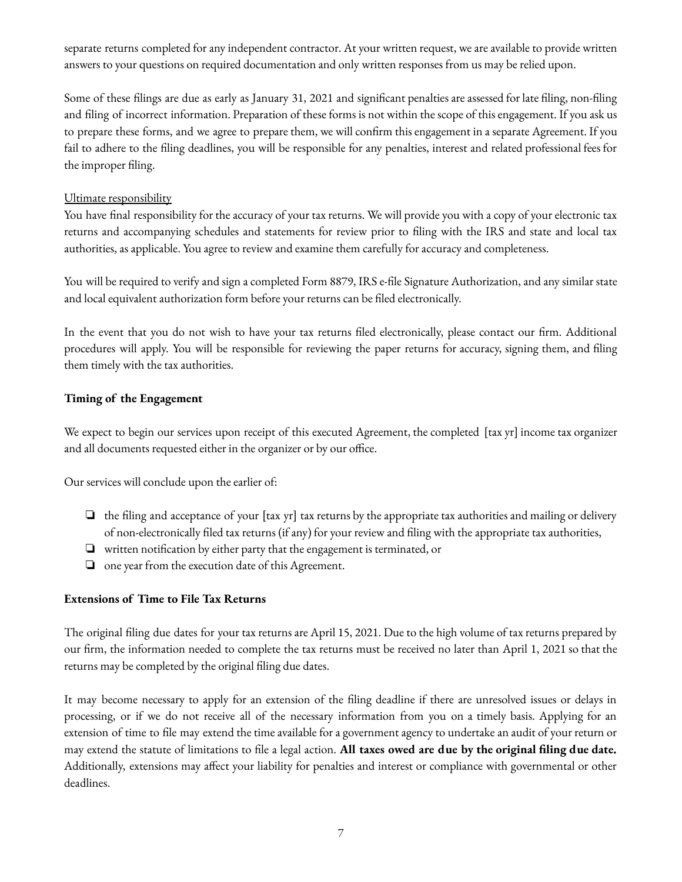separate returns completed for any independent contractor. At your written request, we are available to provide written answers to your questions on required documentation and only written responses from us may be relied upon.

Some of these filings are due as early as January 31, 2021 and significant penalties are assessed for late filing, non-filing and filing of incorrect information. Preparation of these forms is not within the scope of this engagement. If you ask us to prepare these forms, and we agree to prepare them, we will confirm this engagement in a separate Agreement. If you fail to adhere to the filing deadlines, you will be responsible for any penalties, interest and related professional fees for the improper filing.

<u>Ultimate responsibility</u>

You have final responsibility for the accuracy of your tax returns. We will provide you with a copy of your electronic tax returns and accompanying schedules and statements for review prior to filing with the IRS and state and local tax authorities, as applicable. You agree to review and examine them carefully for accuracy and completeness.

You will be required to verify and sign a completed Form 8879, IRS e-file Signature Authorization, and any similar state and local equivalent authorization form before your returns can be filed electronically.

In the event that you do not wish to have your tax returns filed electronically, please contact our firm. Additional procedures will apply. You will be responsible for reviewing the paper returns for accuracy, signing them, and filing them timely with the tax authorities.

**Timing of the Engagement**

We expect to begin our services upon receipt of this executed Agreement, the completed [tax yr] income tax organizer and all documents requested either in the organizer or by our office.

Our services will conclude upon the earlier of:

- the filing and acceptance of your [tax yr] tax returns by the appropriate tax authorities and mailing or delivery of non-electronically filed tax returns (if any) for your review and filing with the appropriate tax authorities,
- written notification by either party that the engagement is terminated, or
- one year from the execution date of this Agreement.

**Extensions of Time to File Tax Returns**

The original filing due dates for your tax returns are April 15, 2021. Due to the high volume of tax returns prepared by our firm, the information needed to complete the tax returns must be received no later than April 1, 2021 so that the returns may be completed by the original filing due dates.

It may become necessary to apply for an extension of the filing deadline if there are unresolved issues or delays in processing, or if we do not receive all of the necessary information from you on a timely basis. Applying for an extension of time to file may extend the time available for a government agency to undertake an audit of your return or may extend the statute of limitations to file a legal action. **All taxes owed are due by the original filing due date.** Additionally, extensions may affect your liability for penalties and interest or compliance with governmental or other deadlines.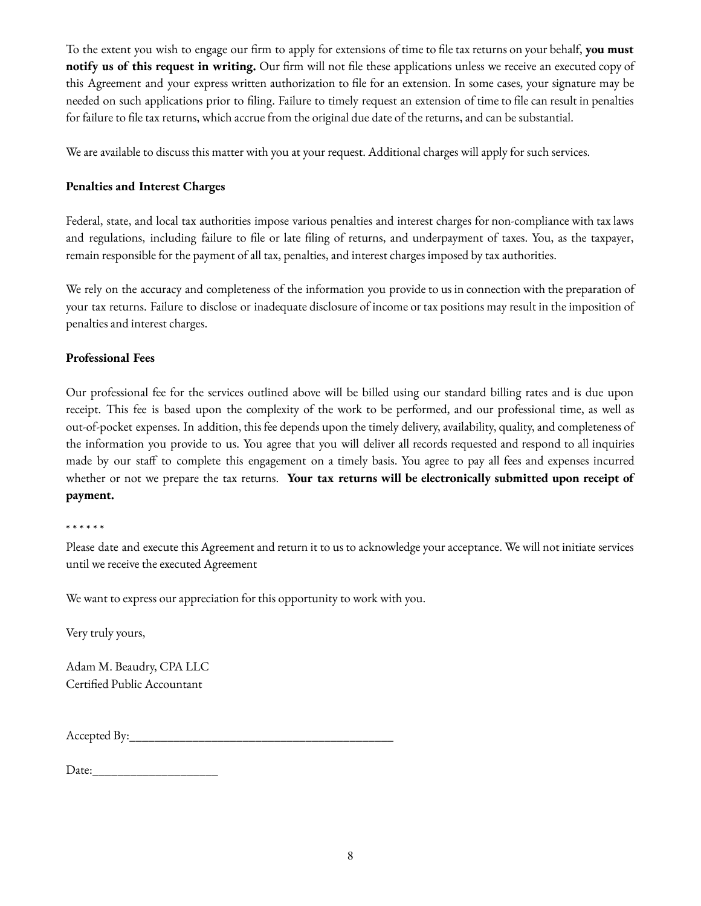To the extent you wish to engage our firm to apply for extensions of time to file tax returns on your behalf, **you must notify us of this request in writing.** Our firm will not file these applications unless we receive an executed copy of this Agreement and your express written authorization to file for an extension. In some cases, your signature may be needed on such applications prior to filing. Failure to timely request an extension of time to file can result in penalties for failure to file tax returns, which accrue from the original due date of the returns, and can be substantial.

We are available to discuss this matter with you at your request. Additional charges will apply for such services.

**Penalties and Interest Charges**

Federal, state, and local tax authorities impose various penalties and interest charges for non-compliance with tax laws and regulations, including failure to file or late filing of returns, and underpayment of taxes. You, as the taxpayer, remain responsible for the payment of all tax, penalties, and interest charges imposed by tax authorities.

We rely on the accuracy and completeness of the information you provide to us in connection with the preparation of your tax returns. Failure to disclose or inadequate disclosure of income or tax positions may result in the imposition of penalties and interest charges.

**Professional Fees**

Our professional fee for the services outlined above will be billed using our standard billing rates and is due upon receipt. This fee is based upon the complexity of the work to be performed, and our professional time, as well as out-of-pocket expenses. In addition, this fee depends upon the timely delivery, availability, quality, and completeness of the information you provide to us. You agree that you will deliver all records requested and respond to all inquiries made by our staff to complete this engagement on a timely basis. You agree to pay all fees and expenses incurred whether or not we prepare the tax returns. **Your tax returns will be electronically submitted upon receipt of payment.**

* * * * * *

Please date and execute this Agreement and return it to us to acknowledge your acceptance. We will not initiate services until we receive the executed Agreement

We want to express our appreciation for this opportunity to work with you.

Very truly yours,

Adam M. Beaudry, CPA LLC
Certified Public Accountant

Accepted By:_____________________________________________

Date:_____________________